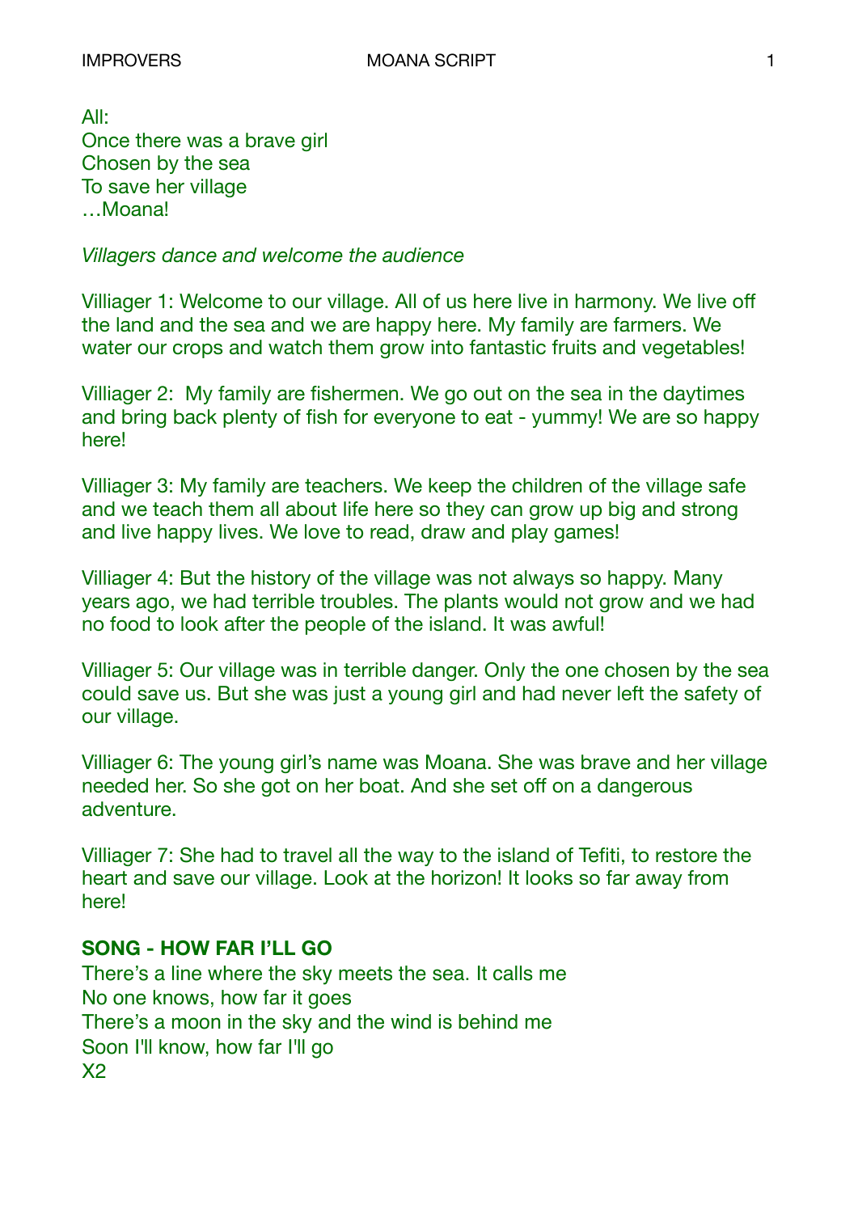All:
Once there was a brave girl
Chosen by the sea
To save her village
…Moana!

*Villagers dance and welcome the audience*

Villiager 1: Welcome to our village. All of us here live in harmony. We live off the land and the sea and we are happy here. My family are farmers. We water our crops and watch them grow into fantastic fruits and vegetables!

Villiager 2: My family are fishermen. We go out on the sea in the daytimes and bring back plenty of fish for everyone to eat - yummy! We are so happy here!

Villiager 3: My family are teachers. We keep the children of the village safe and we teach them all about life here so they can grow up big and strong and live happy lives. We love to read, draw and play games!

Villiager 4: But the history of the village was not always so happy. Many years ago, we had terrible troubles. The plants would not grow and we had no food to look after the people of the island. It was awful!

Villiager 5: Our village was in terrible danger. Only the one chosen by the sea could save us. But she was just a young girl and had never left the safety of our village.

Villiager 6: The young girl's name was Moana. She was brave and her village needed her. So she got on her boat. And she set off on a dangerous adventure.

Villiager 7: She had to travel all the way to the island of Tefiti, to restore the heart and save our village. Look at the horizon! It looks so far away from here!

**SONG - HOW FAR I'LL GO**

There's a line where the sky meets the sea. It calls me
No one knows, how far it goes
There's a moon in the sky and the wind is behind me
Soon I'll know, how far I'll go
X2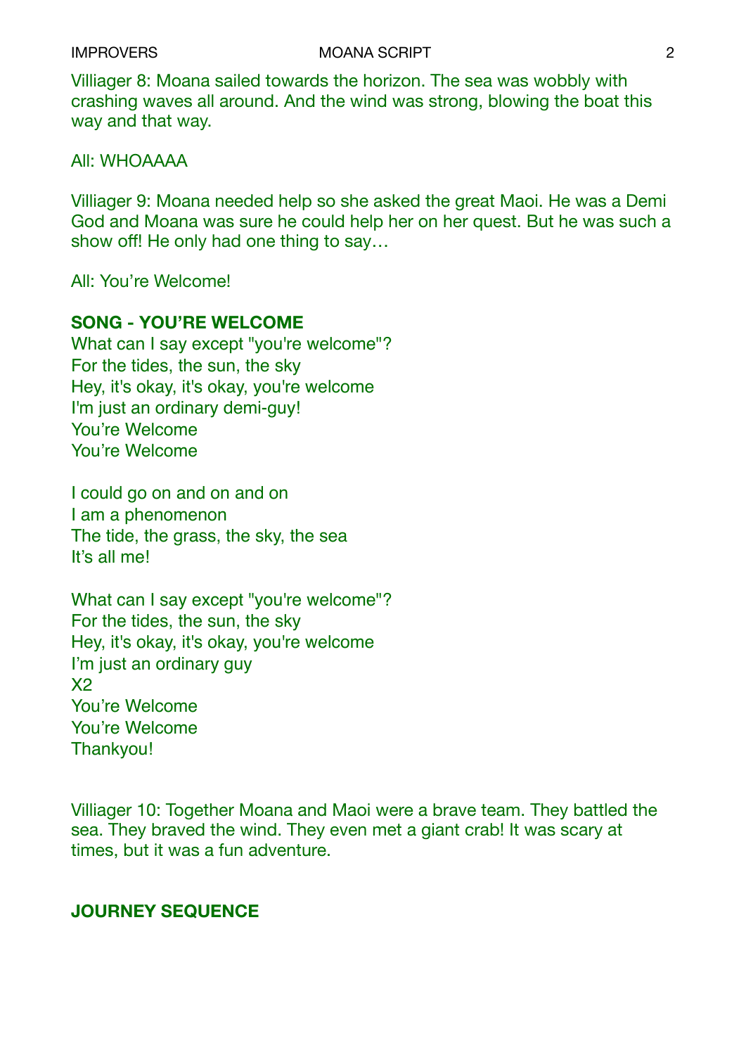Villiager 8: Moana sailed towards the horizon. The sea was wobbly with crashing waves all around. And the wind was strong, blowing the boat this way and that way.

All: WHOAAAA

Villiager 9: Moana needed help so she asked the great Maoi. He was a Demi God and Moana was sure he could help her on her quest. But he was such a show off! He only had one thing to say…

All: You're Welcome!

**SONG - YOU'RE WELCOME**
What can I say except "you're welcome"?
For the tides, the sun, the sky
Hey, it's okay, it's okay, you're welcome
I'm just an ordinary demi-guy!
You're Welcome
You're Welcome

I could go on and on and on
I am a phenomenon
The tide, the grass, the sky, the sea
It's all me!

What can I say except "you're welcome"?
For the tides, the sun, the sky
Hey, it's okay, it's okay, you're welcome
I'm just an ordinary guy
X2
You're Welcome
You're Welcome
Thankyou!

Villiager 10: Together Moana and Maoi were a brave team. They battled the sea. They braved the wind. They even met a giant crab! It was scary at times, but it was a fun adventure.

**JOURNEY SEQUENCE**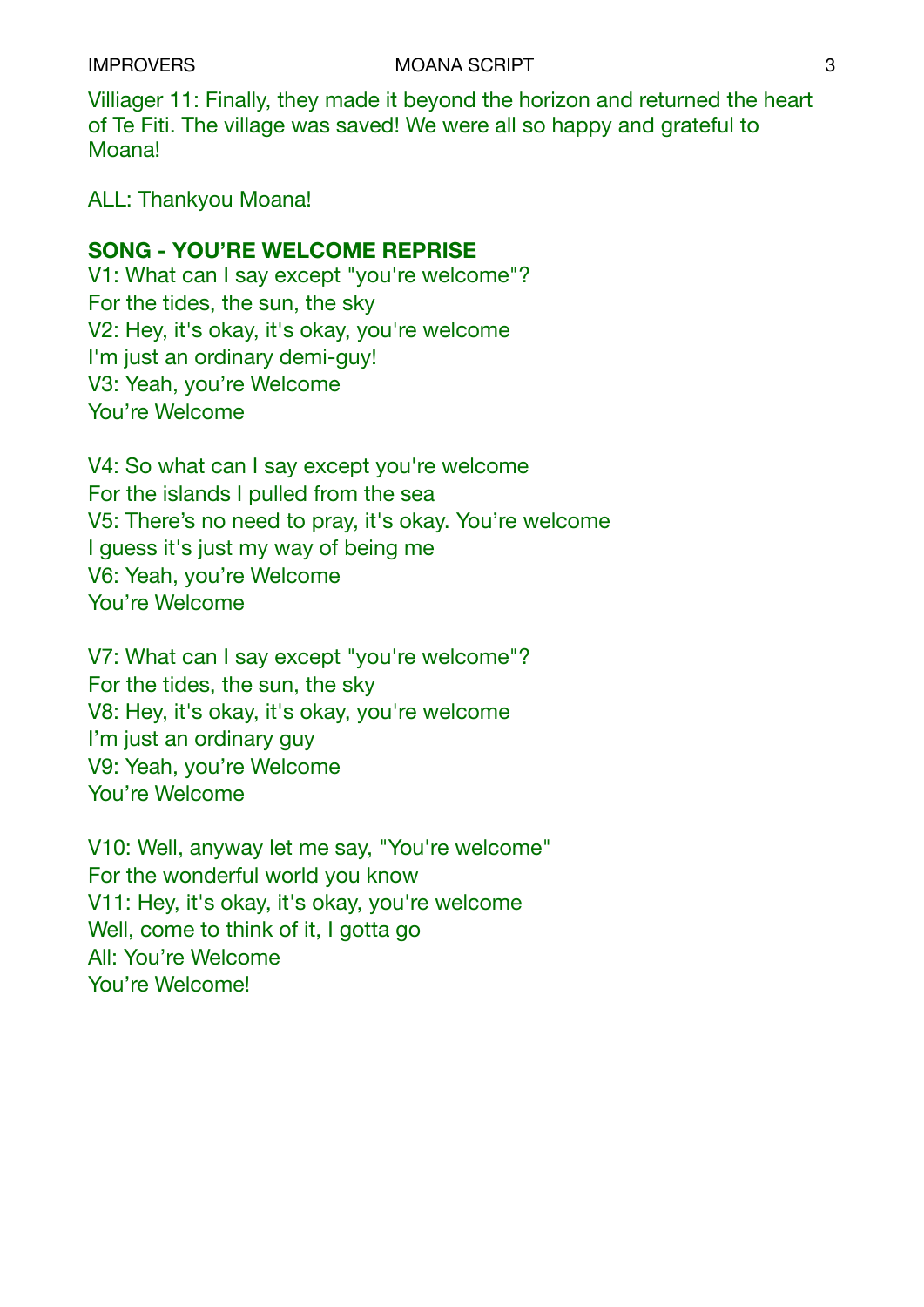Villiager 11: Finally, they made it beyond the horizon and returned the heart of Te Fiti. The village was saved! We were all so happy and grateful to Moana!

ALL: Thankyou Moana!

**SONG - YOU'RE WELCOME REPRISE**

V1: What can I say except "you're welcome"?
For the tides, the sun, the sky
V2: Hey, it's okay, it's okay, you're welcome
I'm just an ordinary demi-guy!
V3: Yeah, you're Welcome
You're Welcome

V4: So what can I say except you're welcome
For the islands I pulled from the sea
V5: There's no need to pray, it's okay. You're welcome
I guess it's just my way of being me
V6: Yeah, you're Welcome
You're Welcome

V7: What can I say except "you're welcome"?
For the tides, the sun, the sky
V8: Hey, it's okay, it's okay, you're welcome
I'm just an ordinary guy
V9: Yeah, you're Welcome
You're Welcome

V10: Well, anyway let me say, "You're welcome"
For the wonderful world you know
V11: Hey, it's okay, it's okay, you're welcome
Well, come to think of it, I gotta go
All: You're Welcome
You're Welcome!